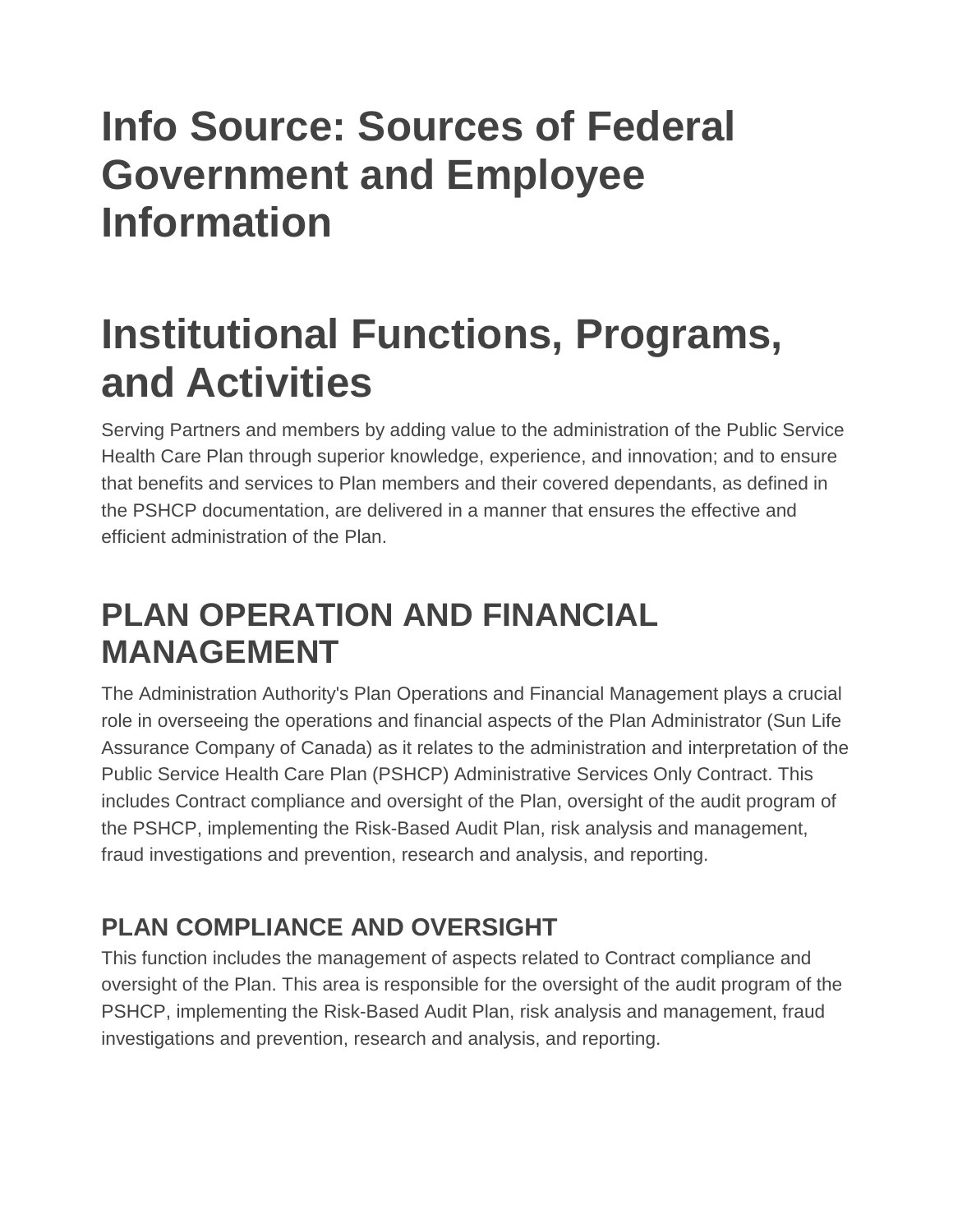# Info Source: Sources of Federal Government and Employee Information

# Institutional Functions, Programs, and Activities

Serving Partners and members by adding value to the administration of the Public Service Health Care Plan through superior knowledge, experience, and innovation; and to ensure that benefits and services to Plan members and their covered dependants, as defined in the PSHCP documentation, are delivered in a manner that ensures the effective and efficient administration of the Plan.

## PLAN OPERATION AND FINANCIAL MANAGEMENT

The Administration Authority's Plan Operations and Financial Management plays a crucial role in overseeing the operations and financial aspects of the Plan Administrator (Sun Life Assurance Company of Canada) as it relates to the administration and interpretation of the Public Service Health Care Plan (PSHCP) Administrative Services Only Contract. This includes Contract compliance and oversight of the Plan, oversight of the audit program of the PSHCP, implementing the Risk-Based Audit Plan, risk analysis and management, fraud investigations and prevention, research and analysis, and reporting.

### PLAN COMPLIANCE AND OVERSIGHT

This function includes the management of aspects related to Contract compliance and oversight of the Plan. This area is responsible for the oversight of the audit program of the PSHCP, implementing the Risk-Based Audit Plan, risk analysis and management, fraud investigations and prevention, research and analysis, and reporting.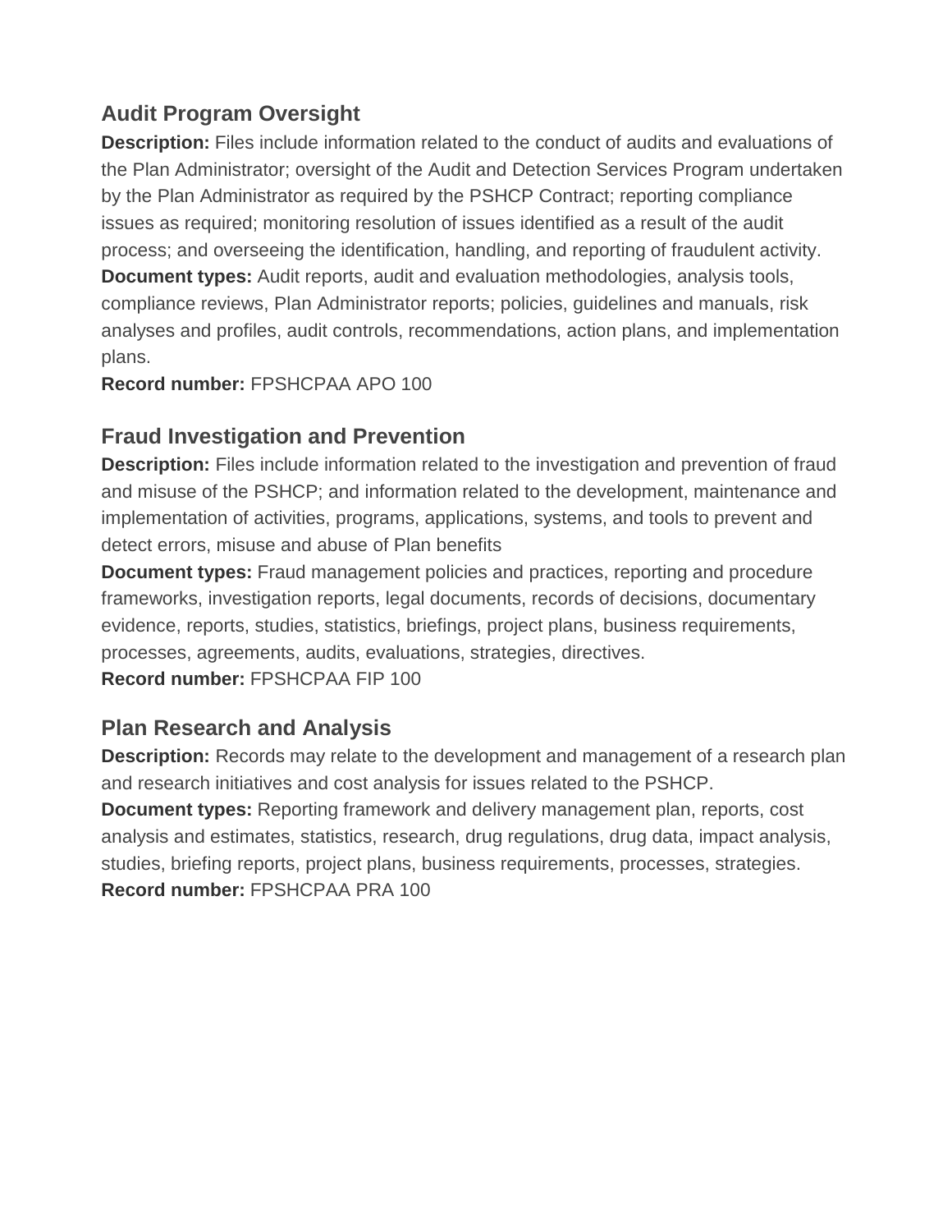## Audit Program Oversight

**Description:** Files include information related to the conduct of audits and evaluations of the Plan Administrator; oversight of the Audit and Detection Services Program undertaken by the Plan Administrator as required by the PSHCP Contract; reporting compliance issues as required; monitoring resolution of issues identified as a result of the audit process; and overseeing the identification, handling, and reporting of fraudulent activity.
**Document types:** Audit reports, audit and evaluation methodologies, analysis tools, compliance reviews, Plan Administrator reports; policies, guidelines and manuals, risk analyses and profiles, audit controls, recommendations, action plans, and implementation plans.
**Record number:** FPSHCPAA APO 100

## Fraud Investigation and Prevention

**Description:** Files include information related to the investigation and prevention of fraud and misuse of the PSHCP; and information related to the development, maintenance and implementation of activities, programs, applications, systems, and tools to prevent and detect errors, misuse and abuse of Plan benefits
**Document types:** Fraud management policies and practices, reporting and procedure frameworks, investigation reports, legal documents, records of decisions, documentary evidence, reports, studies, statistics, briefings, project plans, business requirements, processes, agreements, audits, evaluations, strategies, directives.
**Record number:** FPSHCPAA FIP 100

## Plan Research and Analysis

**Description:** Records may relate to the development and management of a research plan and research initiatives and cost analysis for issues related to the PSHCP.
**Document types:** Reporting framework and delivery management plan, reports, cost analysis and estimates, statistics, research, drug regulations, drug data, impact analysis, studies, briefing reports, project plans, business requirements, processes, strategies.
**Record number:** FPSHCPAA PRA 100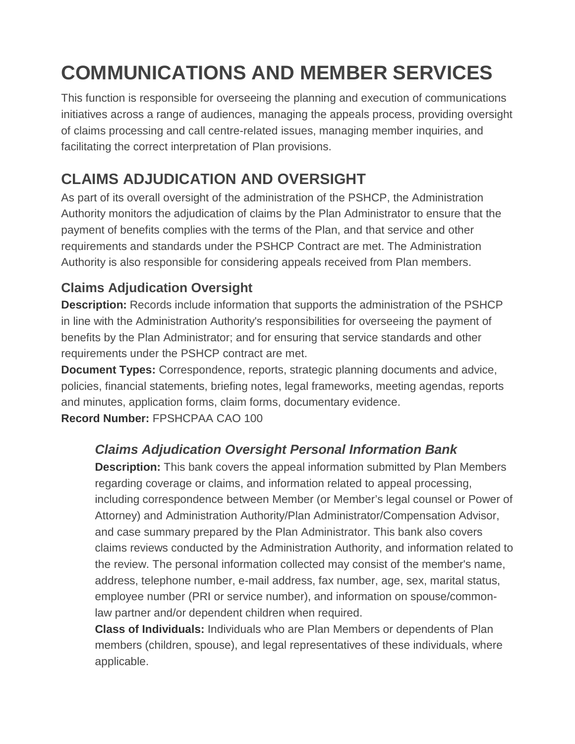# COMMUNICATIONS AND MEMBER SERVICES

This function is responsible for overseeing the planning and execution of communications initiatives across a range of audiences, managing the appeals process, providing oversight of claims processing and call centre-related issues, managing member inquiries, and facilitating the correct interpretation of Plan provisions.

## CLAIMS ADJUDICATION AND OVERSIGHT

As part of its overall oversight of the administration of the PSHCP, the Administration Authority monitors the adjudication of claims by the Plan Administrator to ensure that the payment of benefits complies with the terms of the Plan, and that service and other requirements and standards under the PSHCP Contract are met. The Administration Authority is also responsible for considering appeals received from Plan members.

### Claims Adjudication Oversight

**Description:** Records include information that supports the administration of the PSHCP in line with the Administration Authority's responsibilities for overseeing the payment of benefits by the Plan Administrator; and for ensuring that service standards and other requirements under the PSHCP contract are met.
**Document Types:** Correspondence, reports, strategic planning documents and advice, policies, financial statements, briefing notes, legal frameworks, meeting agendas, reports and minutes, application forms, claim forms, documentary evidence.
**Record Number:** FPSHCPAA CAO 100

#### *Claims Adjudication Oversight Personal Information Bank*

**Description:** This bank covers the appeal information submitted by Plan Members regarding coverage or claims, and information related to appeal processing, including correspondence between Member (or Member's legal counsel or Power of Attorney) and Administration Authority/Plan Administrator/Compensation Advisor, and case summary prepared by the Plan Administrator. This bank also covers claims reviews conducted by the Administration Authority, and information related to the review. The personal information collected may consist of the member's name, address, telephone number, e-mail address, fax number, age, sex, marital status, employee number (PRI or service number), and information on spouse/common-law partner and/or dependent children when required.
**Class of Individuals:** Individuals who are Plan Members or dependents of Plan members (children, spouse), and legal representatives of these individuals, where applicable.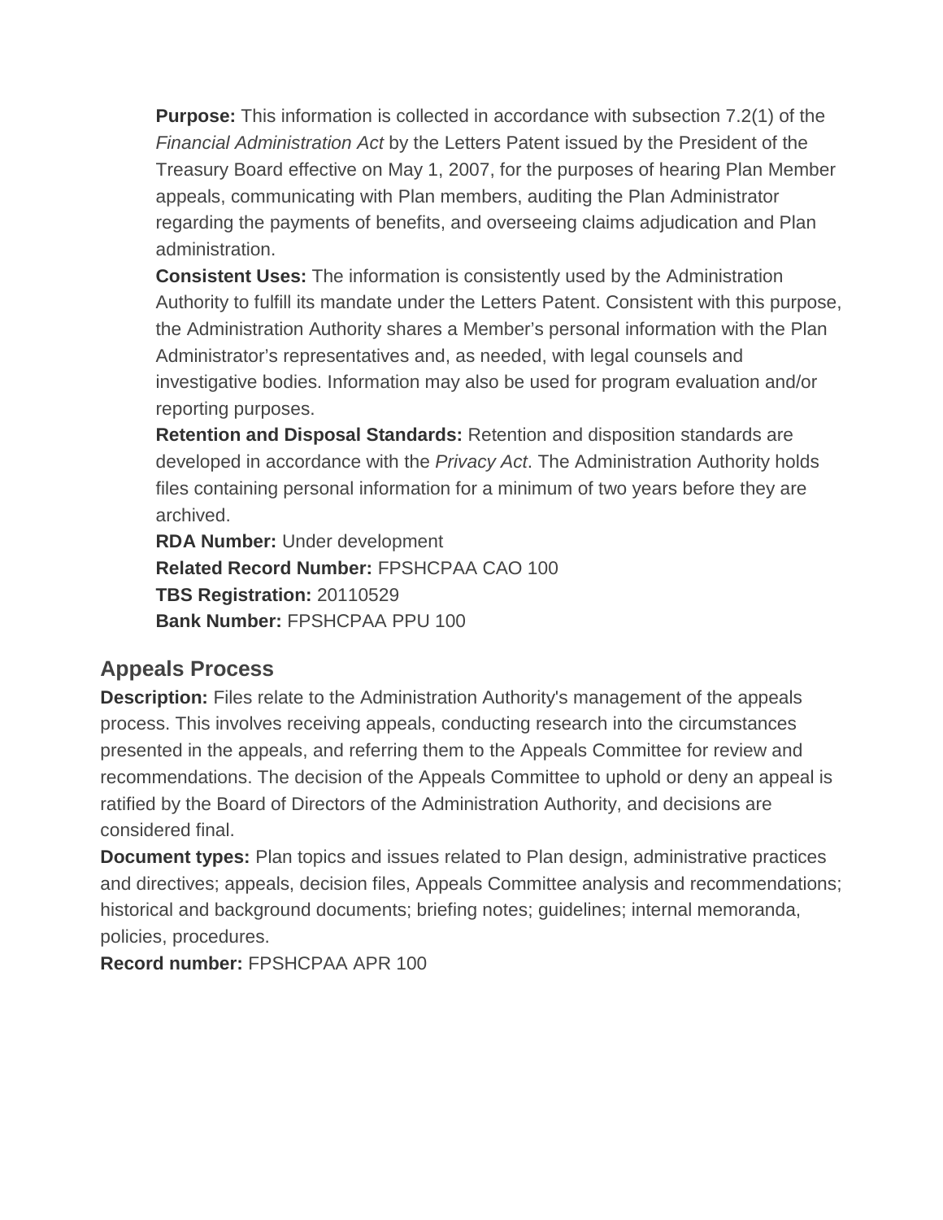**Purpose:** This information is collected in accordance with subsection 7.2(1) of the *Financial Administration Act* by the Letters Patent issued by the President of the Treasury Board effective on May 1, 2007, for the purposes of hearing Plan Member appeals, communicating with Plan members, auditing the Plan Administrator regarding the payments of benefits, and overseeing claims adjudication and Plan administration.
**Consistent Uses:** The information is consistently used by the Administration Authority to fulfill its mandate under the Letters Patent. Consistent with this purpose, the Administration Authority shares a Member's personal information with the Plan Administrator's representatives and, as needed, with legal counsels and investigative bodies. Information may also be used for program evaluation and/or reporting purposes.
**Retention and Disposal Standards:** Retention and disposition standards are developed in accordance with the *Privacy Act*. The Administration Authority holds files containing personal information for a minimum of two years before they are archived.
**RDA Number:** Under development
**Related Record Number:** FPSHCPAA CAO 100
**TBS Registration:** 20110529
**Bank Number:** FPSHCPAA PPU 100

## Appeals Process

**Description:** Files relate to the Administration Authority's management of the appeals process. This involves receiving appeals, conducting research into the circumstances presented in the appeals, and referring them to the Appeals Committee for review and recommendations. The decision of the Appeals Committee to uphold or deny an appeal is ratified by the Board of Directors of the Administration Authority, and decisions are considered final.
**Document types:** Plan topics and issues related to Plan design, administrative practices and directives; appeals, decision files, Appeals Committee analysis and recommendations; historical and background documents; briefing notes; guidelines; internal memoranda, policies, procedures.
**Record number:** FPSHCPAA APR 100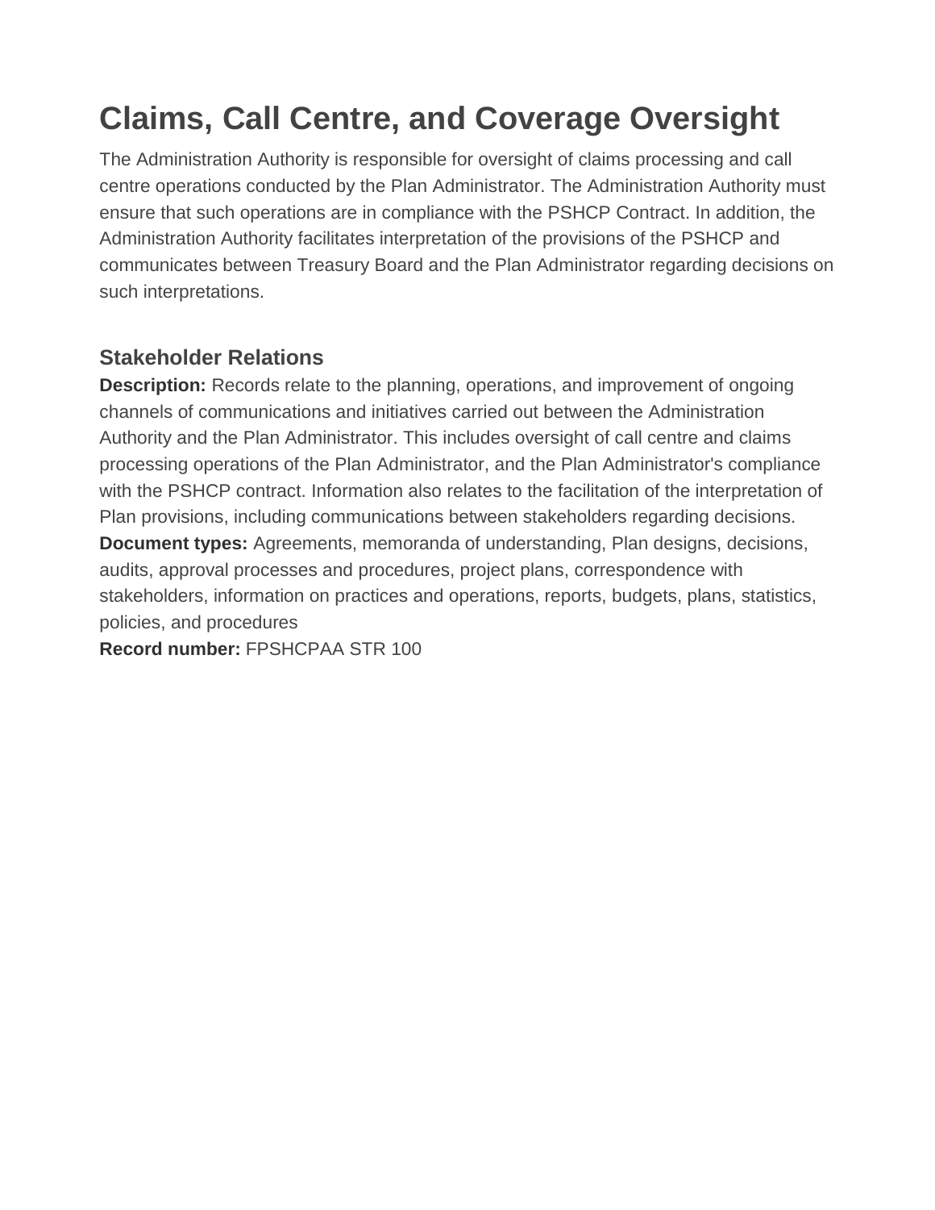# Claims, Call Centre, and Coverage Oversight

The Administration Authority is responsible for oversight of claims processing and call centre operations conducted by the Plan Administrator. The Administration Authority must ensure that such operations are in compliance with the PSHCP Contract. In addition, the Administration Authority facilitates interpretation of the provisions of the PSHCP and communicates between Treasury Board and the Plan Administrator regarding decisions on such interpretations.

### Stakeholder Relations

**Description:** Records relate to the planning, operations, and improvement of ongoing channels of communications and initiatives carried out between the Administration Authority and the Plan Administrator. This includes oversight of call centre and claims processing operations of the Plan Administrator, and the Plan Administrator's compliance with the PSHCP contract. Information also relates to the facilitation of the interpretation of Plan provisions, including communications between stakeholders regarding decisions.
**Document types:** Agreements, memoranda of understanding, Plan designs, decisions, audits, approval processes and procedures, project plans, correspondence with stakeholders, information on practices and operations, reports, budgets, plans, statistics, policies, and procedures
**Record number:** FPSHCPAA STR 100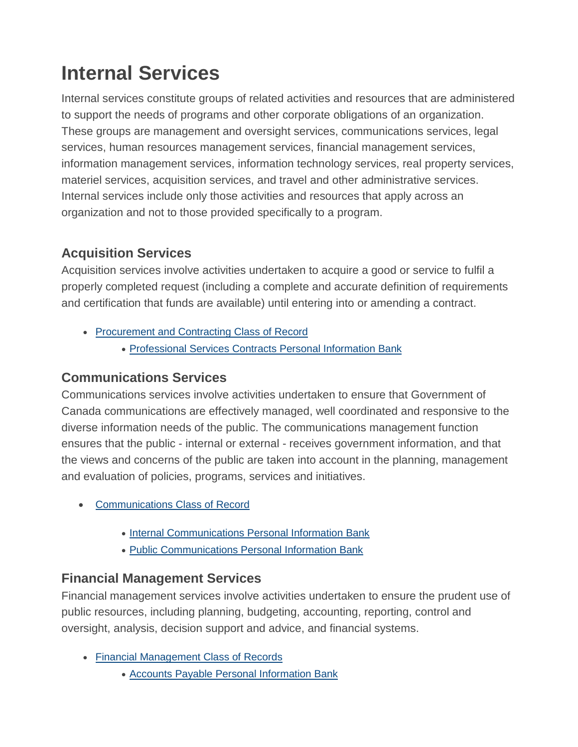# Internal Services

Internal services constitute groups of related activities and resources that are administered to support the needs of programs and other corporate obligations of an organization. These groups are management and oversight services, communications services, legal services, human resources management services, financial management services, information management services, information technology services, real property services, materiel services, acquisition services, and travel and other administrative services. Internal services include only those activities and resources that apply across an organization and not to those provided specifically to a program.

## Acquisition Services

Acquisition services involve activities undertaken to acquire a good or service to fulfil a properly completed request (including a complete and accurate definition of requirements and certification that funds are available) until entering into or amending a contract.

- Procurement and Contracting Class of Record
  - Professional Services Contracts Personal Information Bank

## Communications Services

Communications services involve activities undertaken to ensure that Government of Canada communications are effectively managed, well coordinated and responsive to the diverse information needs of the public. The communications management function ensures that the public - internal or external - receives government information, and that the views and concerns of the public are taken into account in the planning, management and evaluation of policies, programs, services and initiatives.

- Communications Class of Record
  - Internal Communications Personal Information Bank
  - Public Communications Personal Information Bank

## Financial Management Services

Financial management services involve activities undertaken to ensure the prudent use of public resources, including planning, budgeting, accounting, reporting, control and oversight, analysis, decision support and advice, and financial systems.

- Financial Management Class of Records
  - Accounts Payable Personal Information Bank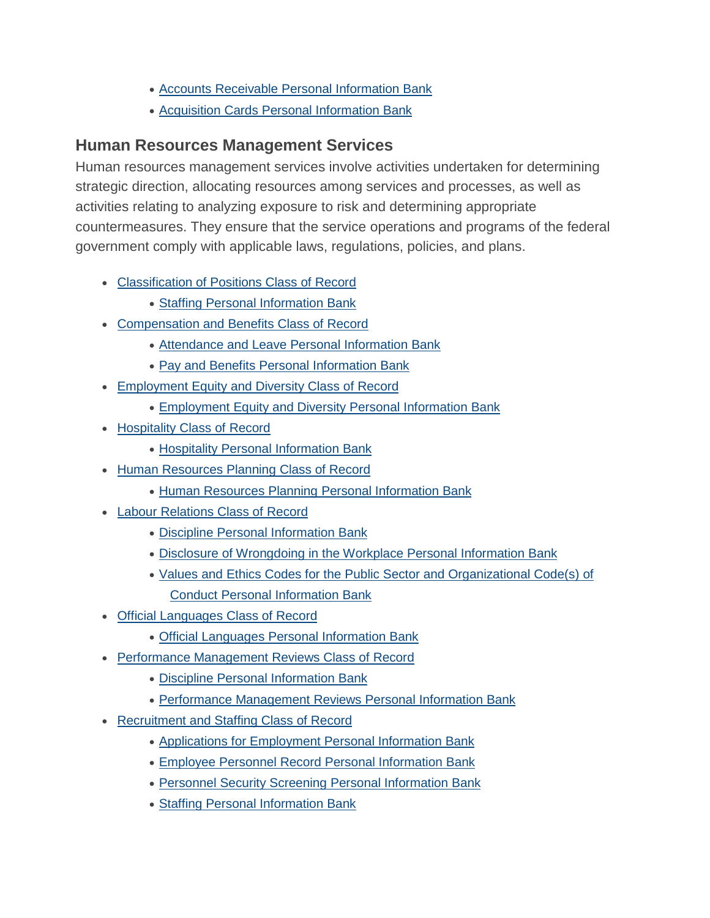- Accounts Receivable Personal Information Bank
- Acquisition Cards Personal Information Bank

## Human Resources Management Services

Human resources management services involve activities undertaken for determining strategic direction, allocating resources among services and processes, as well as activities relating to analyzing exposure to risk and determining appropriate countermeasures. They ensure that the service operations and programs of the federal government comply with applicable laws, regulations, policies, and plans.

- Classification of Positions Class of Record
  - Staffing Personal Information Bank
- Compensation and Benefits Class of Record
  - Attendance and Leave Personal Information Bank
  - Pay and Benefits Personal Information Bank
- Employment Equity and Diversity Class of Record
  - Employment Equity and Diversity Personal Information Bank
- Hospitality Class of Record
  - Hospitality Personal Information Bank
- Human Resources Planning Class of Record
  - Human Resources Planning Personal Information Bank
- Labour Relations Class of Record
  - Discipline Personal Information Bank
  - Disclosure of Wrongdoing in the Workplace Personal Information Bank
  - Values and Ethics Codes for the Public Sector and Organizational Code(s) of Conduct Personal Information Bank
- Official Languages Class of Record
  - Official Languages Personal Information Bank
- Performance Management Reviews Class of Record
  - Discipline Personal Information Bank
  - Performance Management Reviews Personal Information Bank
- Recruitment and Staffing Class of Record
  - Applications for Employment Personal Information Bank
  - Employee Personnel Record Personal Information Bank
  - Personnel Security Screening Personal Information Bank
  - Staffing Personal Information Bank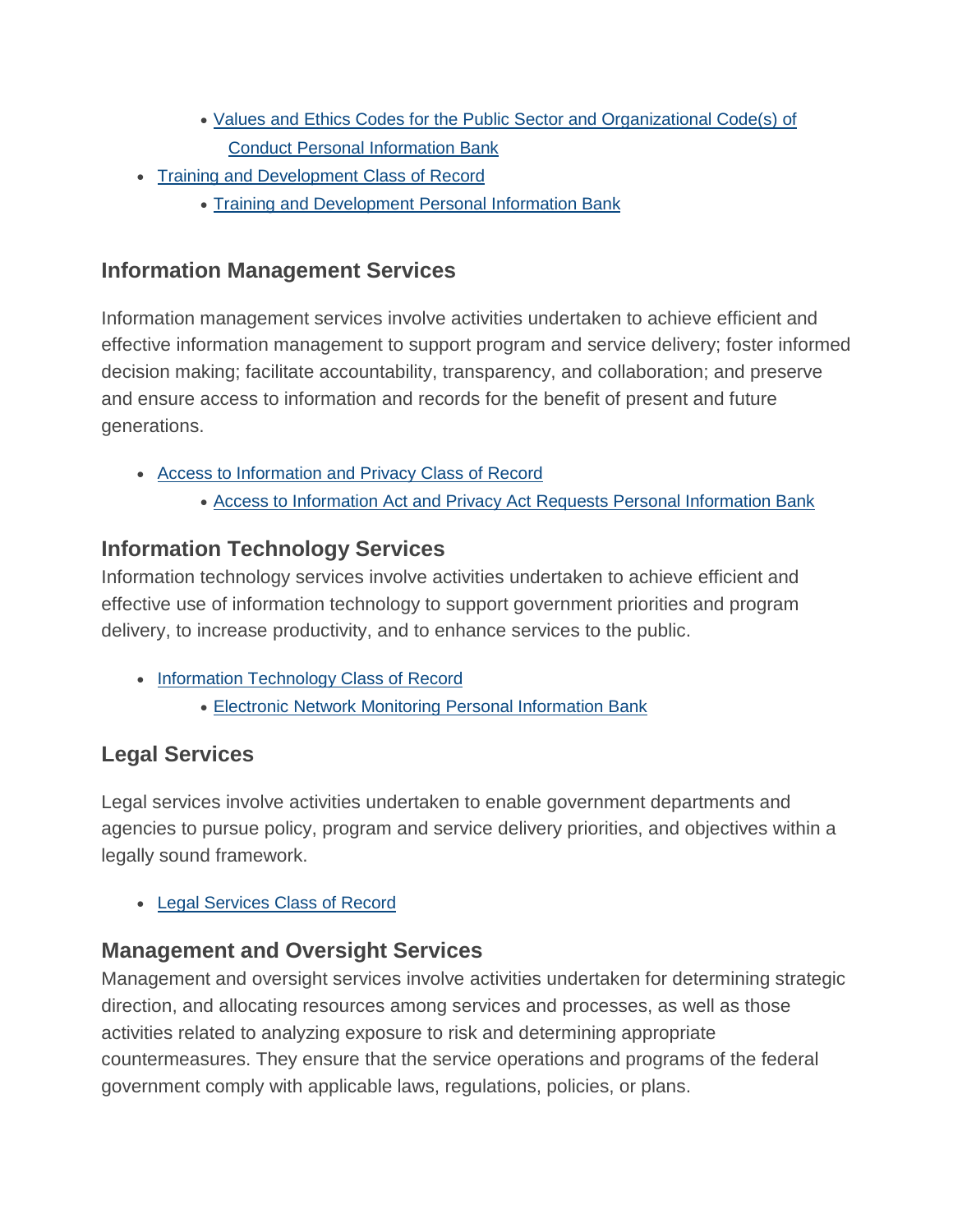- Values and Ethics Codes for the Public Sector and Organizational Code(s) of Conduct Personal Information Bank
- Training and Development Class of Record
    - Training and Development Personal Information Bank

## Information Management Services

Information management services involve activities undertaken to achieve efficient and effective information management to support program and service delivery; foster informed decision making; facilitate accountability, transparency, and collaboration; and preserve and ensure access to information and records for the benefit of present and future generations.

- Access to Information and Privacy Class of Record
    - Access to Information Act and Privacy Act Requests Personal Information Bank

## Information Technology Services

Information technology services involve activities undertaken to achieve efficient and effective use of information technology to support government priorities and program delivery, to increase productivity, and to enhance services to the public.

- Information Technology Class of Record
    - Electronic Network Monitoring Personal Information Bank

## Legal Services

Legal services involve activities undertaken to enable government departments and agencies to pursue policy, program and service delivery priorities, and objectives within a legally sound framework.

- Legal Services Class of Record

## Management and Oversight Services

Management and oversight services involve activities undertaken for determining strategic direction, and allocating resources among services and processes, as well as those activities related to analyzing exposure to risk and determining appropriate countermeasures. They ensure that the service operations and programs of the federal government comply with applicable laws, regulations, policies, or plans.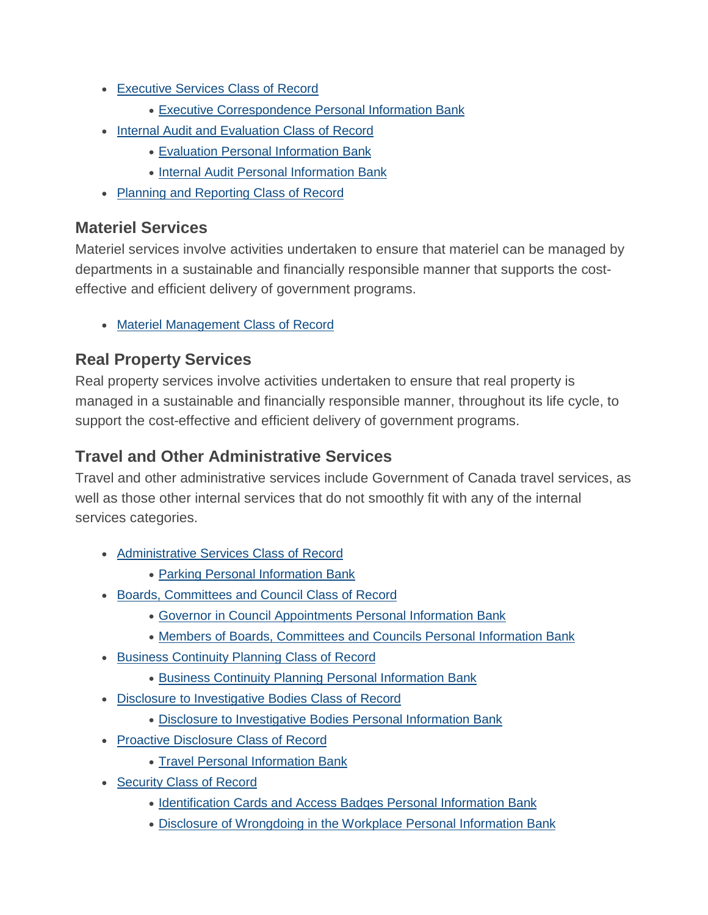- Executive Services Class of Record
  - Executive Correspondence Personal Information Bank
- Internal Audit and Evaluation Class of Record
  - Evaluation Personal Information Bank
  - Internal Audit Personal Information Bank
- Planning and Reporting Class of Record

### Materiel Services

Materiel services involve activities undertaken to ensure that materiel can be managed by departments in a sustainable and financially responsible manner that supports the cost-effective and efficient delivery of government programs.

- Materiel Management Class of Record

### Real Property Services

Real property services involve activities undertaken to ensure that real property is managed in a sustainable and financially responsible manner, throughout its life cycle, to support the cost-effective and efficient delivery of government programs.

### Travel and Other Administrative Services

Travel and other administrative services include Government of Canada travel services, as well as those other internal services that do not smoothly fit with any of the internal services categories.

- Administrative Services Class of Record
  - Parking Personal Information Bank
- Boards, Committees and Council Class of Record
  - Governor in Council Appointments Personal Information Bank
  - Members of Boards, Committees and Councils Personal Information Bank
- Business Continuity Planning Class of Record
  - Business Continuity Planning Personal Information Bank
- Disclosure to Investigative Bodies Class of Record
  - Disclosure to Investigative Bodies Personal Information Bank
- Proactive Disclosure Class of Record
  - Travel Personal Information Bank
- Security Class of Record
  - Identification Cards and Access Badges Personal Information Bank
  - Disclosure of Wrongdoing in the Workplace Personal Information Bank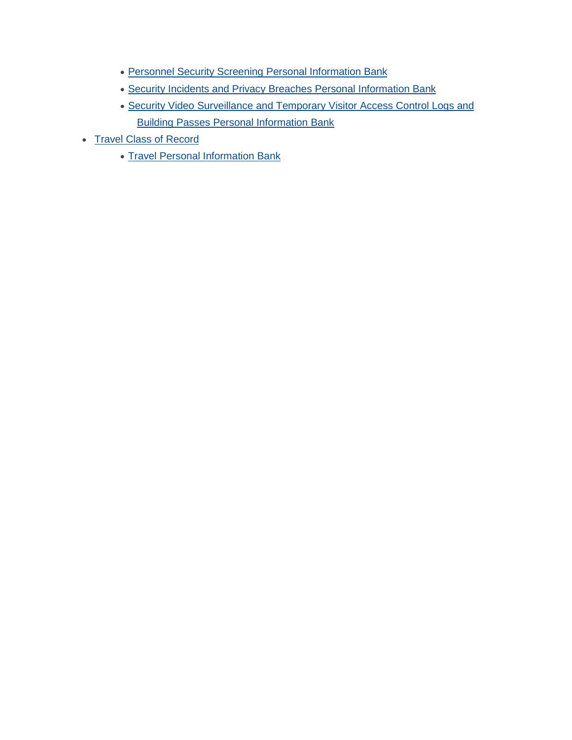- Personnel Security Screening Personal Information Bank
  - Security Incidents and Privacy Breaches Personal Information Bank
  - Security Video Surveillance and Temporary Visitor Access Control Logs and Building Passes Personal Information Bank
- Travel Class of Record
  - Travel Personal Information Bank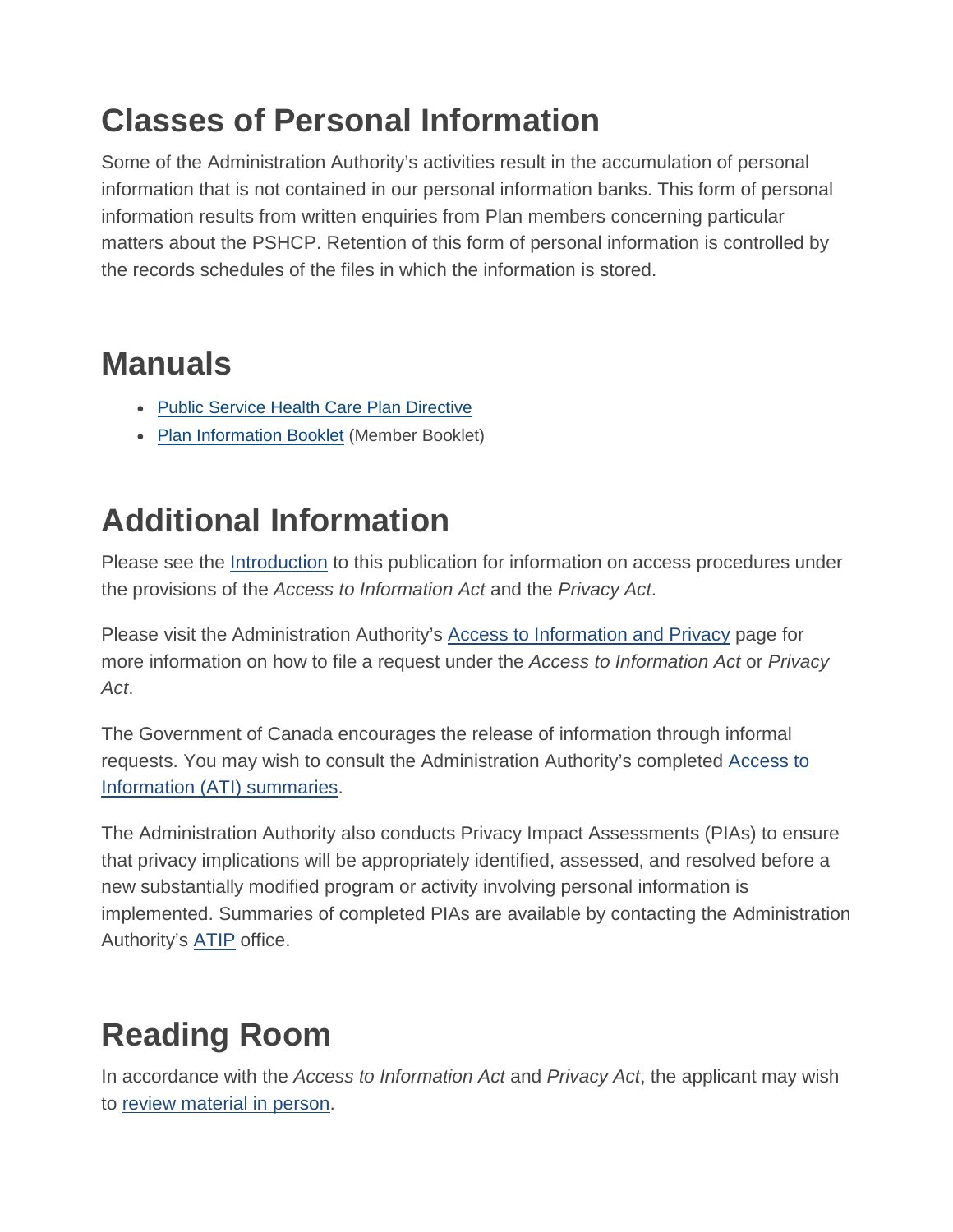# Classes of Personal Information

Some of the Administration Authority's activities result in the accumulation of personal information that is not contained in our personal information banks. This form of personal information results from written enquiries from Plan members concerning particular matters about the PSHCP. Retention of this form of personal information is controlled by the records schedules of the files in which the information is stored.

# Manuals

- Public Service Health Care Plan Directive
- Plan Information Booklet (Member Booklet)

# Additional Information

Please see the Introduction to this publication for information on access procedures under the provisions of the *Access to Information Act* and the *Privacy Act*.

Please visit the Administration Authority's Access to Information and Privacy page for more information on how to file a request under the *Access to Information Act* or *Privacy Act*.

The Government of Canada encourages the release of information through informal requests. You may wish to consult the Administration Authority's completed Access to Information (ATI) summaries.

The Administration Authority also conducts Privacy Impact Assessments (PIAs) to ensure that privacy implications will be appropriately identified, assessed, and resolved before a new substantially modified program or activity involving personal information is implemented. Summaries of completed PIAs are available by contacting the Administration Authority's ATIP office.

# Reading Room

In accordance with the *Access to Information Act* and *Privacy Act*, the applicant may wish to review material in person.